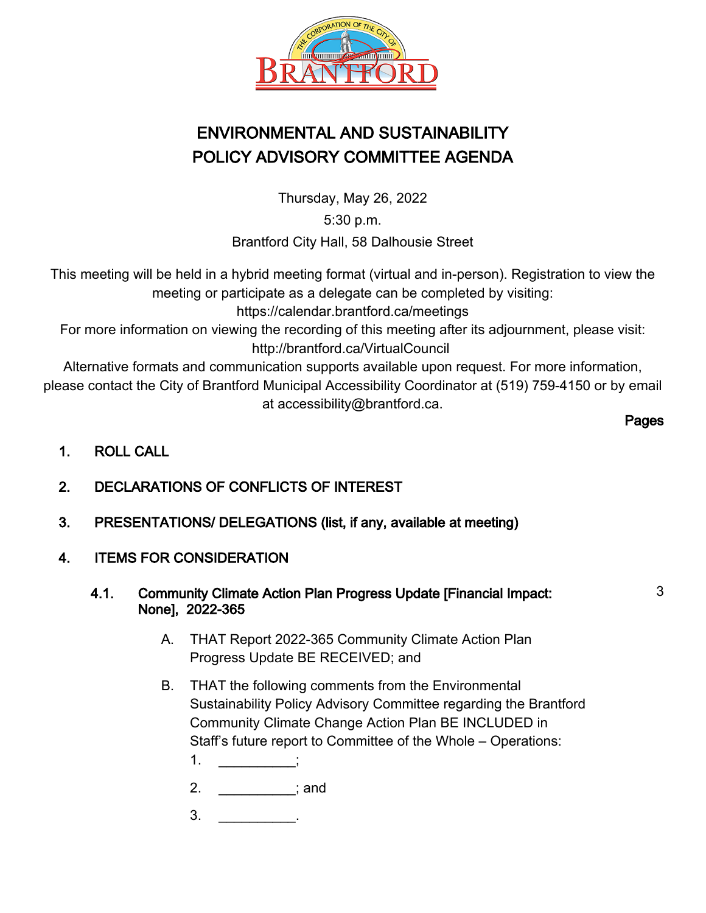# ENVIRONMENTAL AND SUSTAINABILITY POLICY ADVISORY COMMITTEE AGENDA

Thursday, May 26, 2022

5:30 p.m.

Brantford City Hall, 58 Dalhousie Street

This meeting will be held in a hybrid meeting format (virtual and in-person). Registration to view the meeting or participate as a delegate can be completed by visiting: https://calendar.brantford.ca/meetings

For more information on viewing the recording of this meeting after its adjournment, please visit: http://brantford.ca/VirtualCouncil

Alternative formats and communication supports available upon request. For more information, please contact the City of Brantford Municipal Accessibility Coordinator at (519) 759-4150 or by email at accessibility@brantford.ca.

**Pages**

**1. ROLL CALL**

**2. DECLARATIONS OF CONFLICTS OF INTEREST**

**3. PRESENTATIONS/ DELEGATIONS (list, if any, available at meeting)**

**4. ITEMS FOR CONSIDERATION**

**4.1. Community Climate Action Plan Progress Update [Financial Impact: None], 2022-365** — 3

A. THAT Report 2022-365 Community Climate Action Plan Progress Update BE RECEIVED; and

B. THAT the following comments from the Environmental Sustainability Policy Advisory Committee regarding the Brantford Community Climate Change Action Plan BE INCLUDED in Staff's future report to Committee of the Whole – Operations:

1. __________;
2. __________; and
3. __________.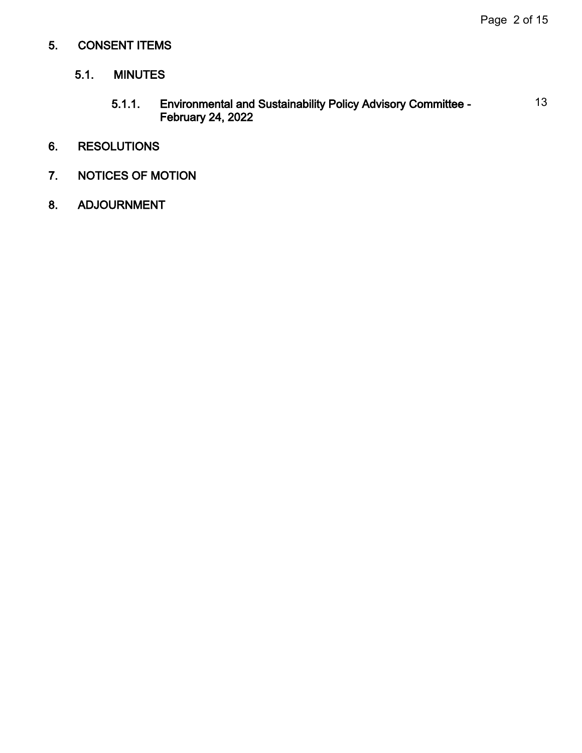## 5. CONSENT ITEMS

### 5.1. MINUTES

#### 5.1.1. Environmental and Sustainability Policy Advisory Committee - February 24, 2022 — 13

## 6. RESOLUTIONS

## 7. NOTICES OF MOTION

## 8. ADJOURNMENT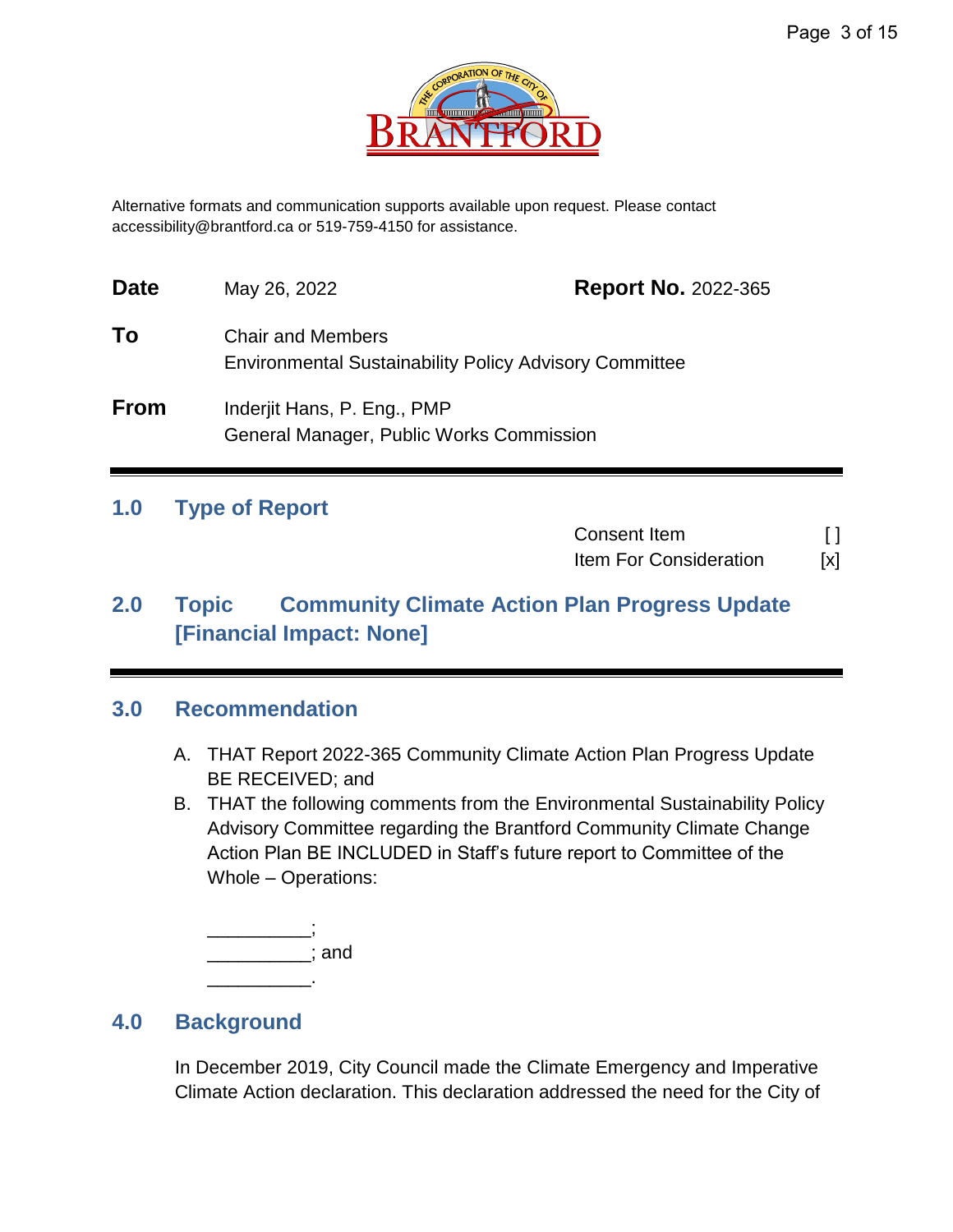Alternative formats and communication supports available upon request. Please contact accessibility@brantford.ca or 519-759-4150 for assistance.

**Date** May 26, 2022 **Report No.** 2022-365

**To** Chair and Members
Environmental Sustainability Policy Advisory Committee

**From** Inderjit Hans, P. Eng., PMP
General Manager, Public Works Commission

---

## 1.0 Type of Report

| | |
|---|---|
| Consent Item | [ ] |
| Item For Consideration | [x] |

## 2.0 Topic Community Climate Action Plan Progress Update [Financial Impact: None]

---

## 3.0 Recommendation

A. THAT Report 2022-365 Community Climate Action Plan Progress Update BE RECEIVED; and

B. THAT the following comments from the Environmental Sustainability Policy Advisory Committee regarding the Brantford Community Climate Change Action Plan BE INCLUDED in Staff's future report to Committee of the Whole – Operations:

__________;
__________; and
__________.

## 4.0 Background

In December 2019, City Council made the Climate Emergency and Imperative Climate Action declaration. This declaration addressed the need for the City of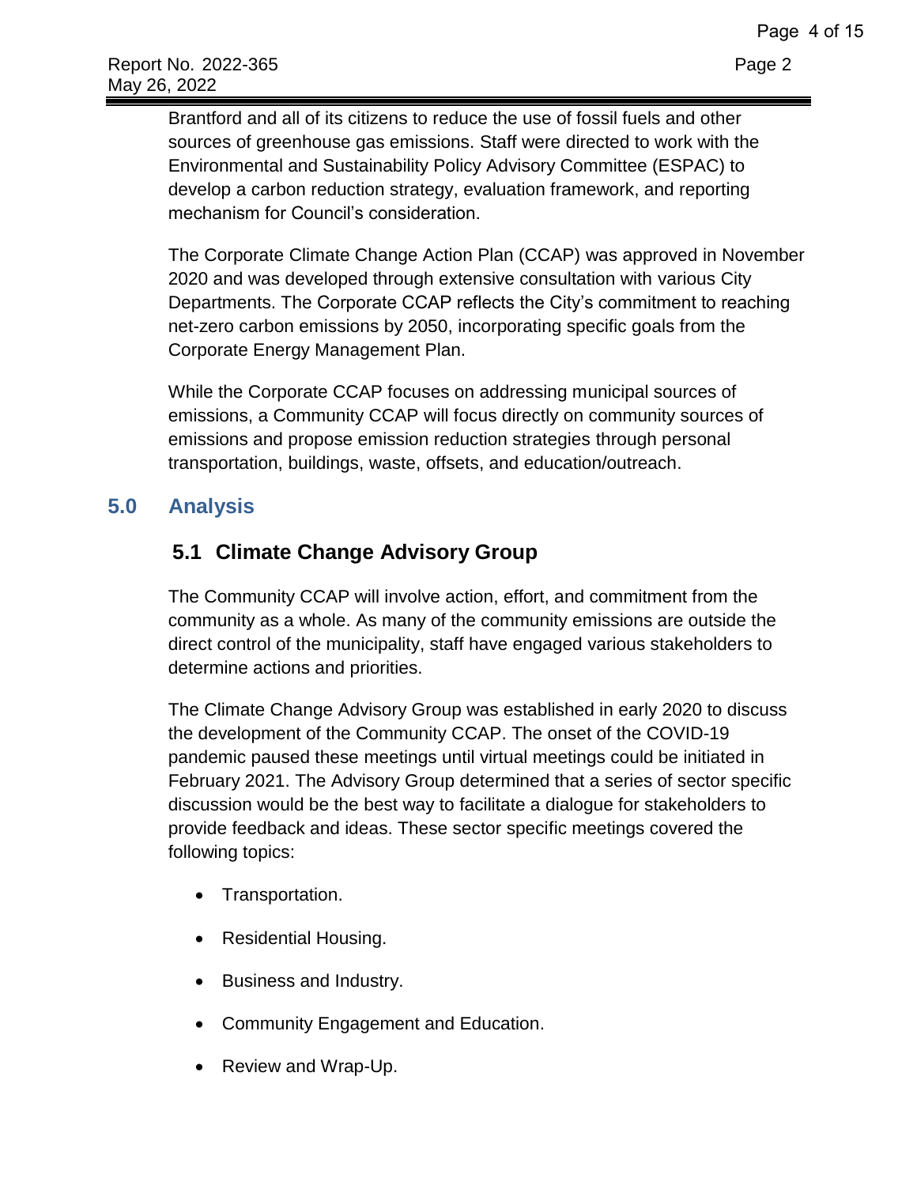Brantford and all of its citizens to reduce the use of fossil fuels and other sources of greenhouse gas emissions. Staff were directed to work with the Environmental and Sustainability Policy Advisory Committee (ESPAC) to develop a carbon reduction strategy, evaluation framework, and reporting mechanism for Council's consideration.

The Corporate Climate Change Action Plan (CCAP) was approved in November 2020 and was developed through extensive consultation with various City Departments. The Corporate CCAP reflects the City's commitment to reaching net-zero carbon emissions by 2050, incorporating specific goals from the Corporate Energy Management Plan.

While the Corporate CCAP focuses on addressing municipal sources of emissions, a Community CCAP will focus directly on community sources of emissions and propose emission reduction strategies through personal transportation, buildings, waste, offsets, and education/outreach.

## 5.0 Analysis

### 5.1 Climate Change Advisory Group

The Community CCAP will involve action, effort, and commitment from the community as a whole. As many of the community emissions are outside the direct control of the municipality, staff have engaged various stakeholders to determine actions and priorities.

The Climate Change Advisory Group was established in early 2020 to discuss the development of the Community CCAP. The onset of the COVID-19 pandemic paused these meetings until virtual meetings could be initiated in February 2021. The Advisory Group determined that a series of sector specific discussion would be the best way to facilitate a dialogue for stakeholders to provide feedback and ideas. These sector specific meetings covered the following topics:

- Transportation.
- Residential Housing.
- Business and Industry.
- Community Engagement and Education.
- Review and Wrap-Up.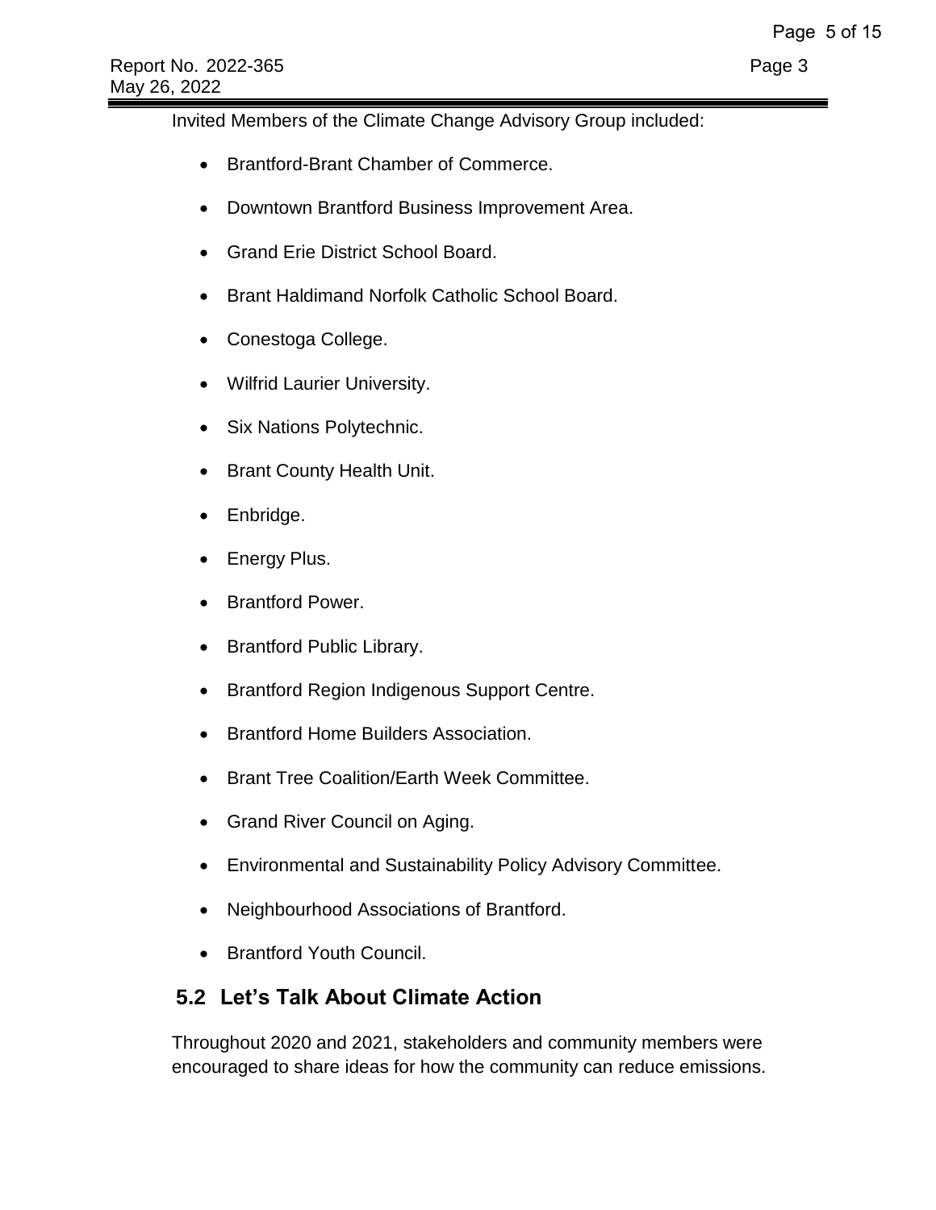Invited Members of the Climate Change Advisory Group included:

- Brantford-Brant Chamber of Commerce.
- Downtown Brantford Business Improvement Area.
- Grand Erie District School Board.
- Brant Haldimand Norfolk Catholic School Board.
- Conestoga College.
- Wilfrid Laurier University.
- Six Nations Polytechnic.
- Brant County Health Unit.
- Enbridge.
- Energy Plus.
- Brantford Power.
- Brantford Public Library.
- Brantford Region Indigenous Support Centre.
- Brantford Home Builders Association.
- Brant Tree Coalition/Earth Week Committee.
- Grand River Council on Aging.
- Environmental and Sustainability Policy Advisory Committee.
- Neighbourhood Associations of Brantford.
- Brantford Youth Council.

## 5.2 Let's Talk About Climate Action

Throughout 2020 and 2021, stakeholders and community members were encouraged to share ideas for how the community can reduce emissions.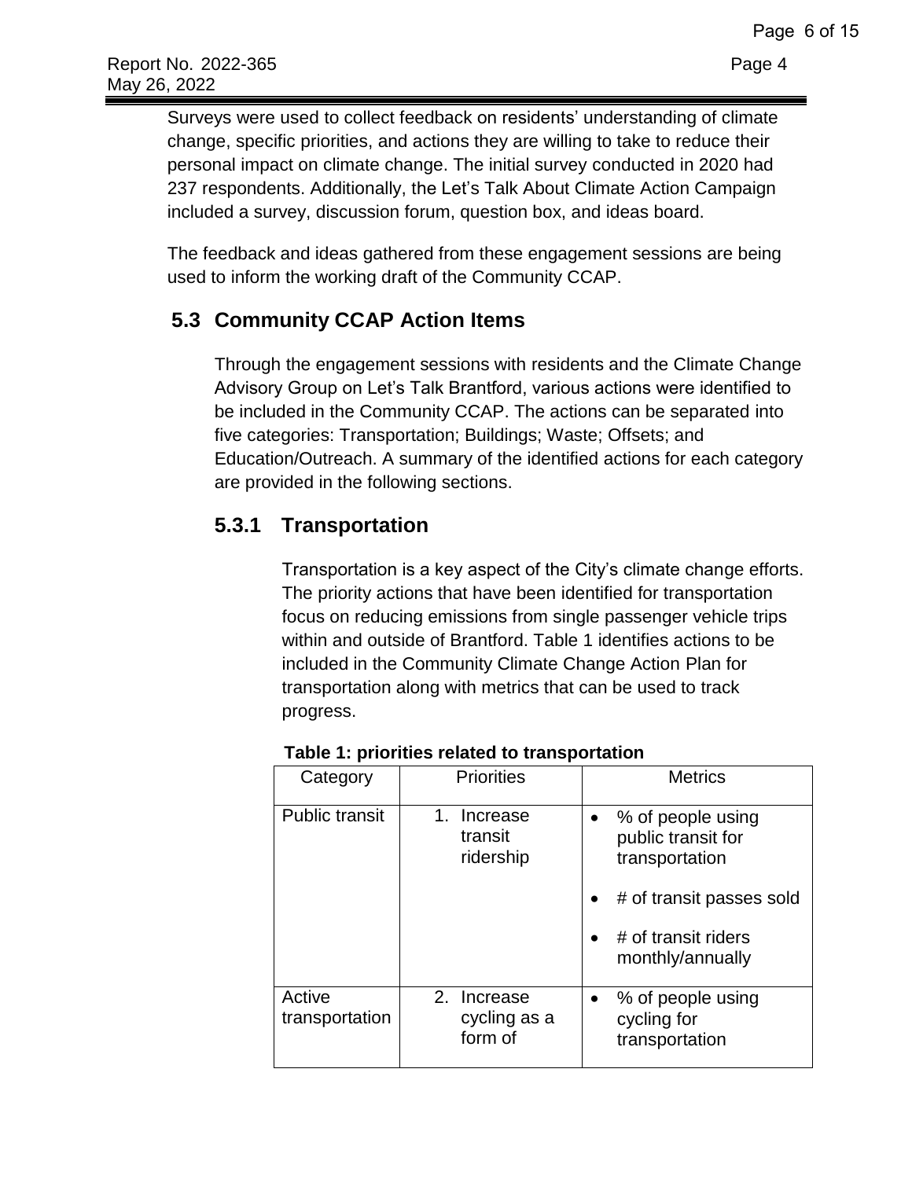Surveys were used to collect feedback on residents' understanding of climate change, specific priorities, and actions they are willing to take to reduce their personal impact on climate change. The initial survey conducted in 2020 had 237 respondents. Additionally, the Let's Talk About Climate Action Campaign included a survey, discussion forum, question box, and ideas board.

The feedback and ideas gathered from these engagement sessions are being used to inform the working draft of the Community CCAP.

## 5.3 Community CCAP Action Items

Through the engagement sessions with residents and the Climate Change Advisory Group on Let's Talk Brantford, various actions were identified to be included in the Community CCAP. The actions can be separated into five categories: Transportation; Buildings; Waste; Offsets; and Education/Outreach. A summary of the identified actions for each category are provided in the following sections.

### 5.3.1 Transportation

Transportation is a key aspect of the City's climate change efforts. The priority actions that have been identified for transportation focus on reducing emissions from single passenger vehicle trips within and outside of Brantford. Table 1 identifies actions to be included in the Community Climate Change Action Plan for transportation along with metrics that can be used to track progress.

**Table 1: priorities related to transportation**

| Category | Priorities | Metrics |
|---|---|---|
| Public transit | 1. Increase transit ridership | • % of people using public transit for transportation<br>• # of transit passes sold<br>• # of transit riders monthly/annually |
| Active transportation | 2. Increase cycling as a form of | • % of people using cycling for transportation |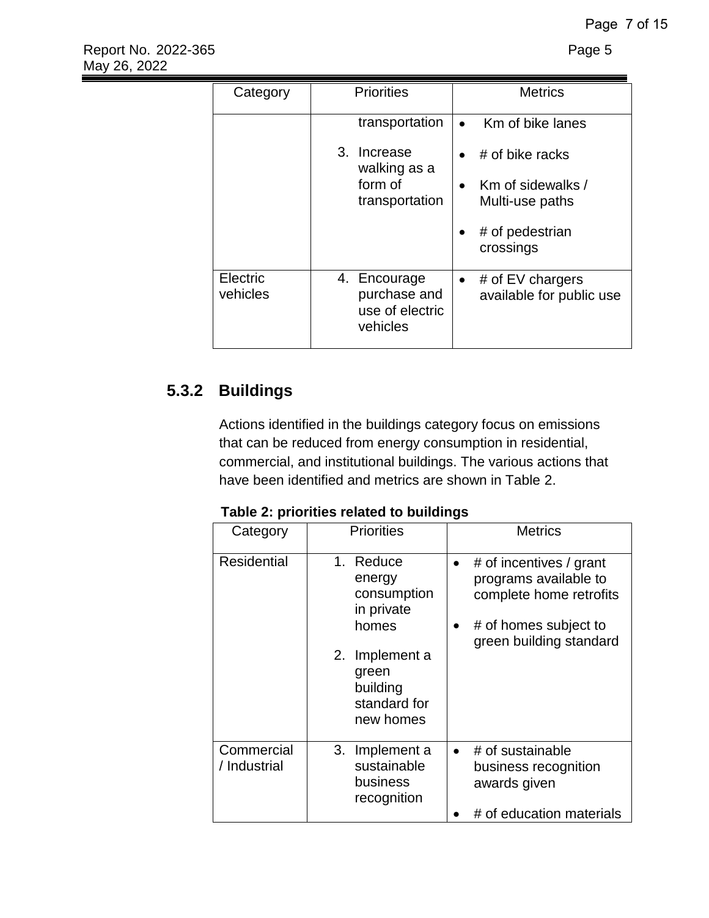| Category | Priorities | Metrics |
|---|---|---|
| | transportation<br><br>3. Increase walking as a form of transportation | • Km of bike lanes<br>• # of bike racks<br>• Km of sidewalks / Multi-use paths<br>• # of pedestrian crossings |
| Electric vehicles | 4. Encourage purchase and use of electric vehicles | • # of EV chargers available for public use |

### 5.3.2 Buildings

Actions identified in the buildings category focus on emissions that can be reduced from energy consumption in residential, commercial, and institutional buildings. The various actions that have been identified and metrics are shown in Table 2.

**Table 2: priorities related to buildings**

| Category | Priorities | Metrics |
|---|---|---|
| Residential | 1. Reduce energy consumption in private homes<br><br>2. Implement a green building standard for new homes | • # of incentives / grant programs available to complete home retrofits<br>• # of homes subject to green building standard |
| Commercial / Industrial | 3. Implement a sustainable business recognition | • # of sustainable business recognition awards given<br>• # of education materials |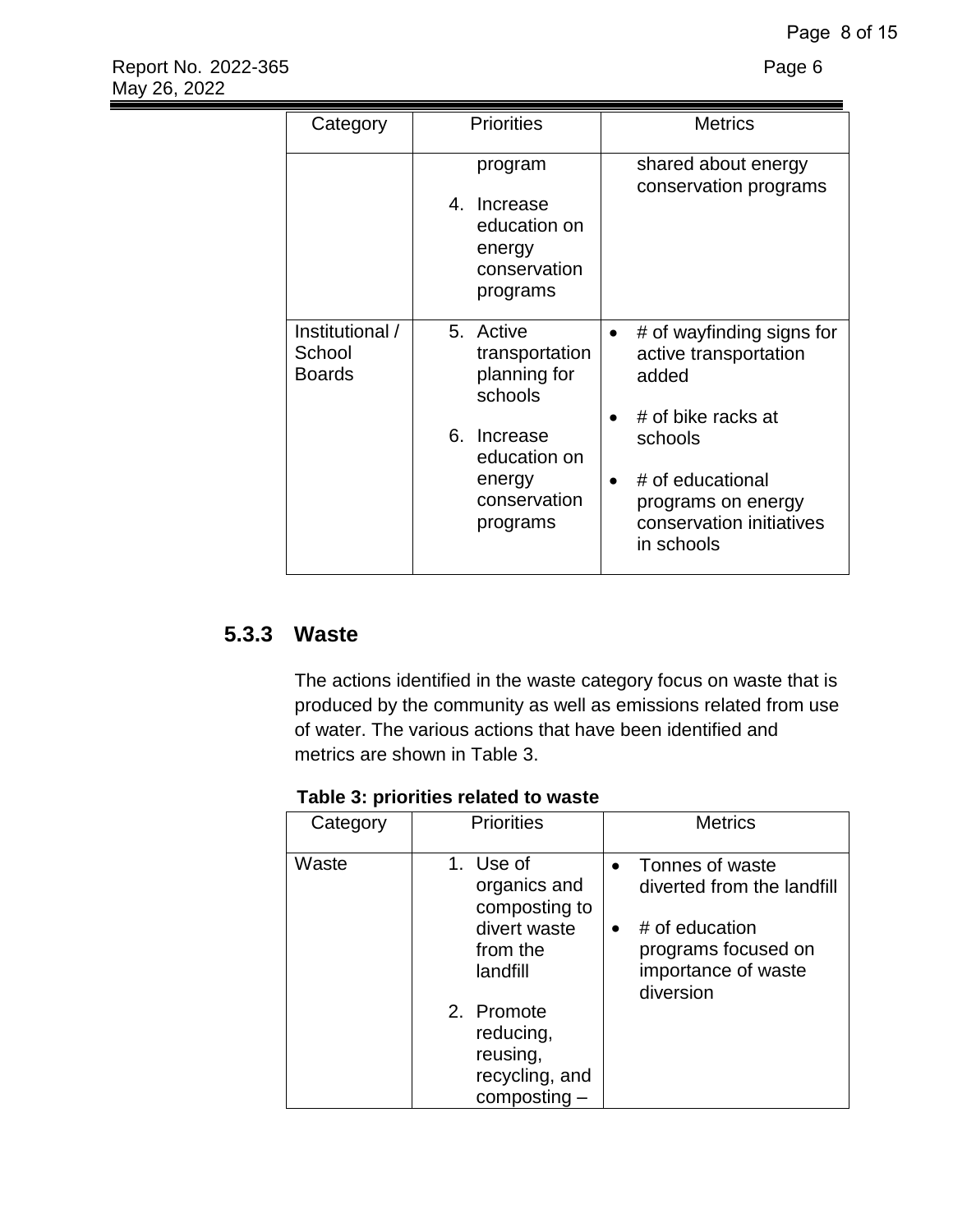| Category | Priorities | Metrics |
|---|---|---|
| | program<br>4. Increase education on energy conservation programs | shared about energy conservation programs |
| Institutional / School Boards | 5. Active transportation planning for schools<br>6. Increase education on energy conservation programs | • # of wayfinding signs for active transportation added<br>• # of bike racks at schools<br>• # of educational programs on energy conservation initiatives in schools |

### 5.3.3 Waste

The actions identified in the waste category focus on waste that is produced by the community as well as emissions related from use of water. The various actions that have been identified and metrics are shown in Table 3.

**Table 3: priorities related to waste**

| Category | Priorities | Metrics |
|---|---|---|
| Waste | 1. Use of organics and composting to divert waste from the landfill<br>2. Promote reducing, reusing, recycling, and composting – | • Tonnes of waste diverted from the landfill<br>• # of education programs focused on importance of waste diversion |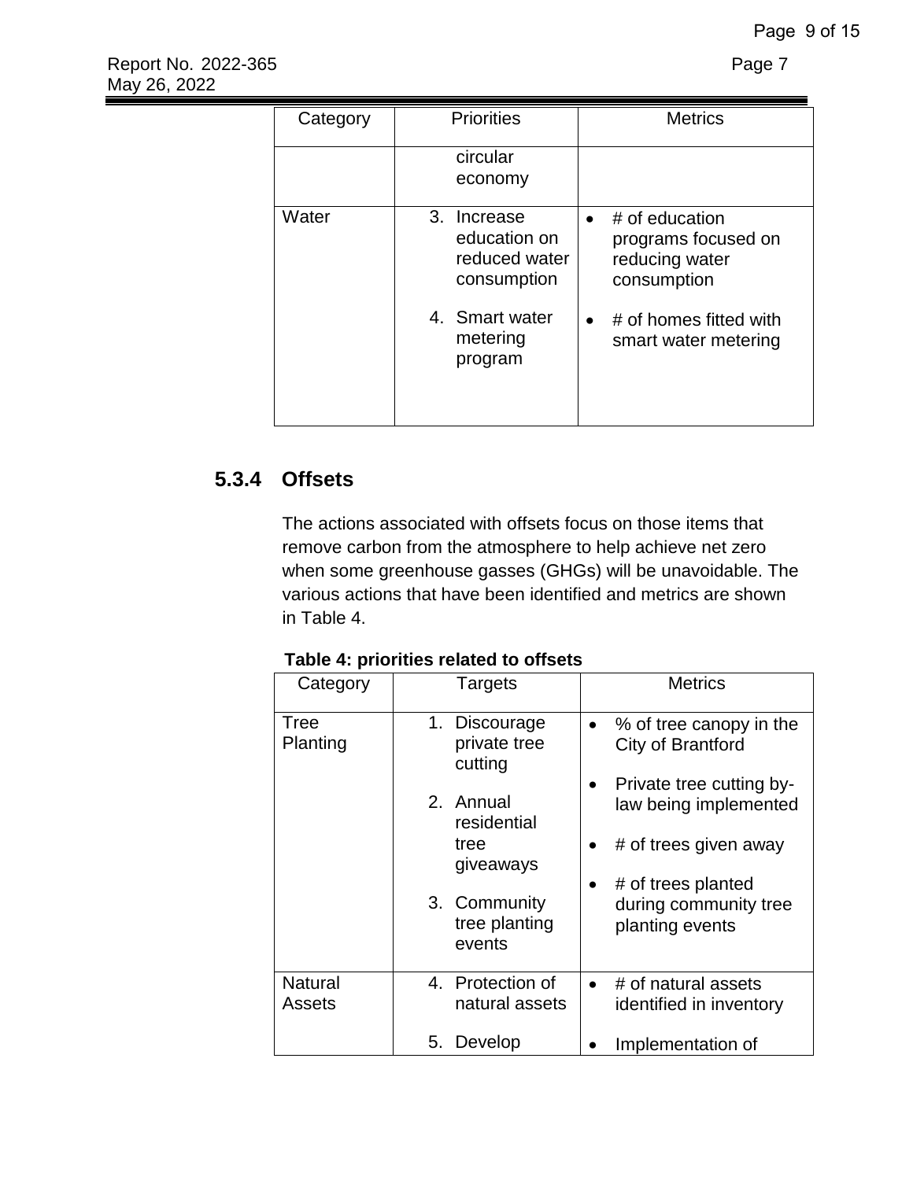| Category | Priorities | Metrics |
|---|---|---|
| | circular economy | |
| Water | 3. Increase education on reduced water consumption<br>4. Smart water metering program | • # of education programs focused on reducing water consumption<br>• # of homes fitted with smart water metering |

### 5.3.4 Offsets

The actions associated with offsets focus on those items that remove carbon from the atmosphere to help achieve net zero when some greenhouse gasses (GHGs) will be unavoidable. The various actions that have been identified and metrics are shown in Table 4.

**Table 4: priorities related to offsets**

| Category | Targets | Metrics |
|---|---|---|
| Tree Planting | 1. Discourage private tree cutting<br>2. Annual residential tree giveaways<br>3. Community tree planting events | • % of tree canopy in the City of Brantford<br>• Private tree cutting by-law being implemented<br>• # of trees given away<br>• # of trees planted during community tree planting events |
| Natural Assets | 4. Protection of natural assets<br>5. Develop | • # of natural assets identified in inventory<br>• Implementation of |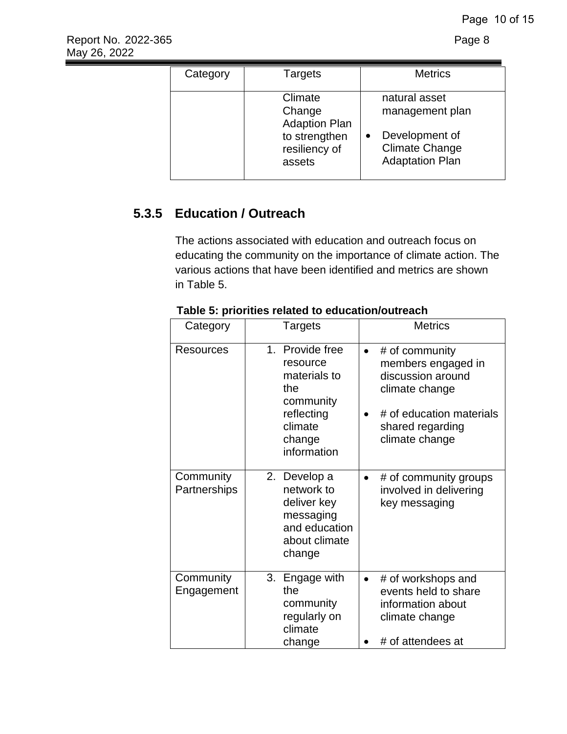| Category | Targets | Metrics |
|---|---|---|
| | Climate Change Adaption Plan to strengthen resiliency of assets | natural asset management plan<br>• Development of Climate Change Adaptation Plan |

### 5.3.5 Education / Outreach

The actions associated with education and outreach focus on educating the community on the importance of climate action. The various actions that have been identified and metrics are shown in Table 5.

**Table 5: priorities related to education/outreach**

| Category | Targets | Metrics |
|---|---|---|
| Resources | 1. Provide free resource materials to the community reflecting climate change information | • # of community members engaged in discussion around climate change<br>• # of education materials shared regarding climate change |
| Community Partnerships | 2. Develop a network to deliver key messaging and education about climate change | • # of community groups involved in delivering key messaging |
| Community Engagement | 3. Engage with the community regularly on climate change | • # of workshops and events held to share information about climate change<br>• # of attendees at |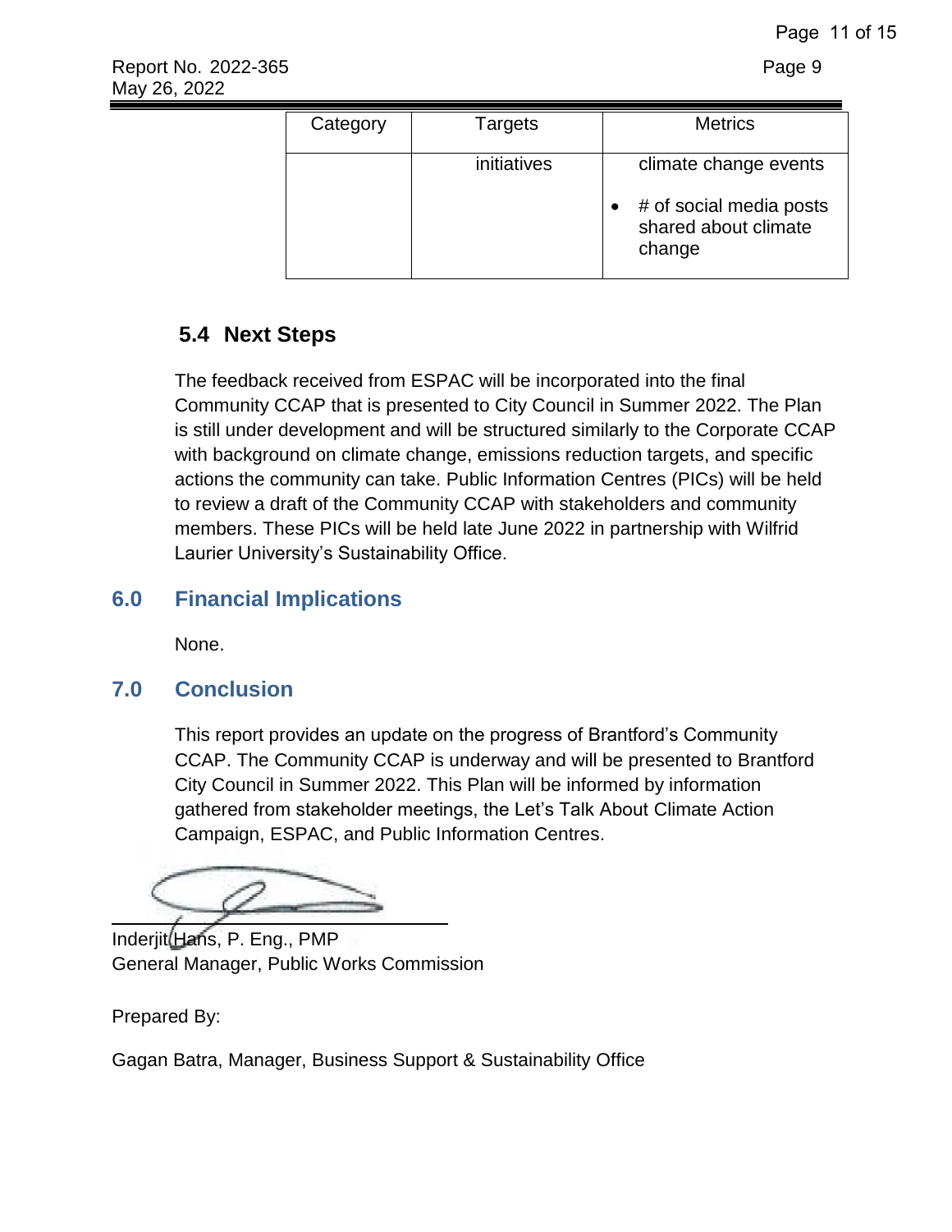| Category | Targets | Metrics |
| --- | --- | --- |
| | initiatives | climate change events<br>• # of social media posts shared about climate change |

### 5.4 Next Steps

The feedback received from ESPAC will be incorporated into the final Community CCAP that is presented to City Council in Summer 2022. The Plan is still under development and will be structured similarly to the Corporate CCAP with background on climate change, emissions reduction targets, and specific actions the community can take. Public Information Centres (PICs) will be held to review a draft of the Community CCAP with stakeholders and community members. These PICs will be held late June 2022 in partnership with Wilfrid Laurier University's Sustainability Office.

## 6.0 Financial Implications

None.

## 7.0 Conclusion

This report provides an update on the progress of Brantford's Community CCAP. The Community CCAP is underway and will be presented to Brantford City Council in Summer 2022. This Plan will be informed by information gathered from stakeholder meetings, the Let's Talk About Climate Action Campaign, ESPAC, and Public Information Centres.

Inderjit Hans, P. Eng., PMP
General Manager, Public Works Commission

Prepared By:

Gagan Batra, Manager, Business Support & Sustainability Office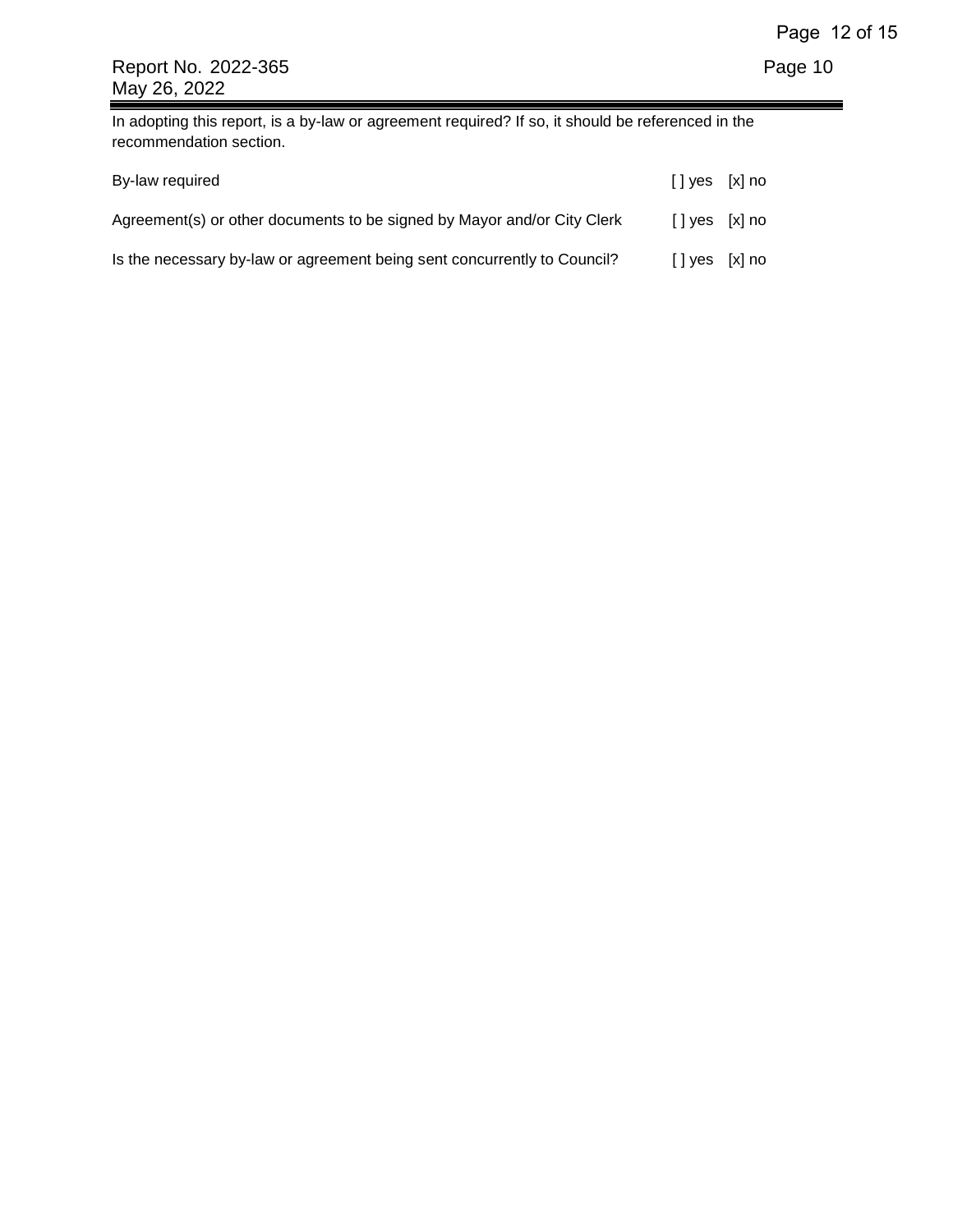In adopting this report, is a by-law or agreement required? If so, it should be referenced in the recommendation section.

By-law required [ ] yes [x] no

Agreement(s) or other documents to be signed by Mayor and/or City Clerk [ ] yes [x] no

Is the necessary by-law or agreement being sent concurrently to Council? [ ] yes [x] no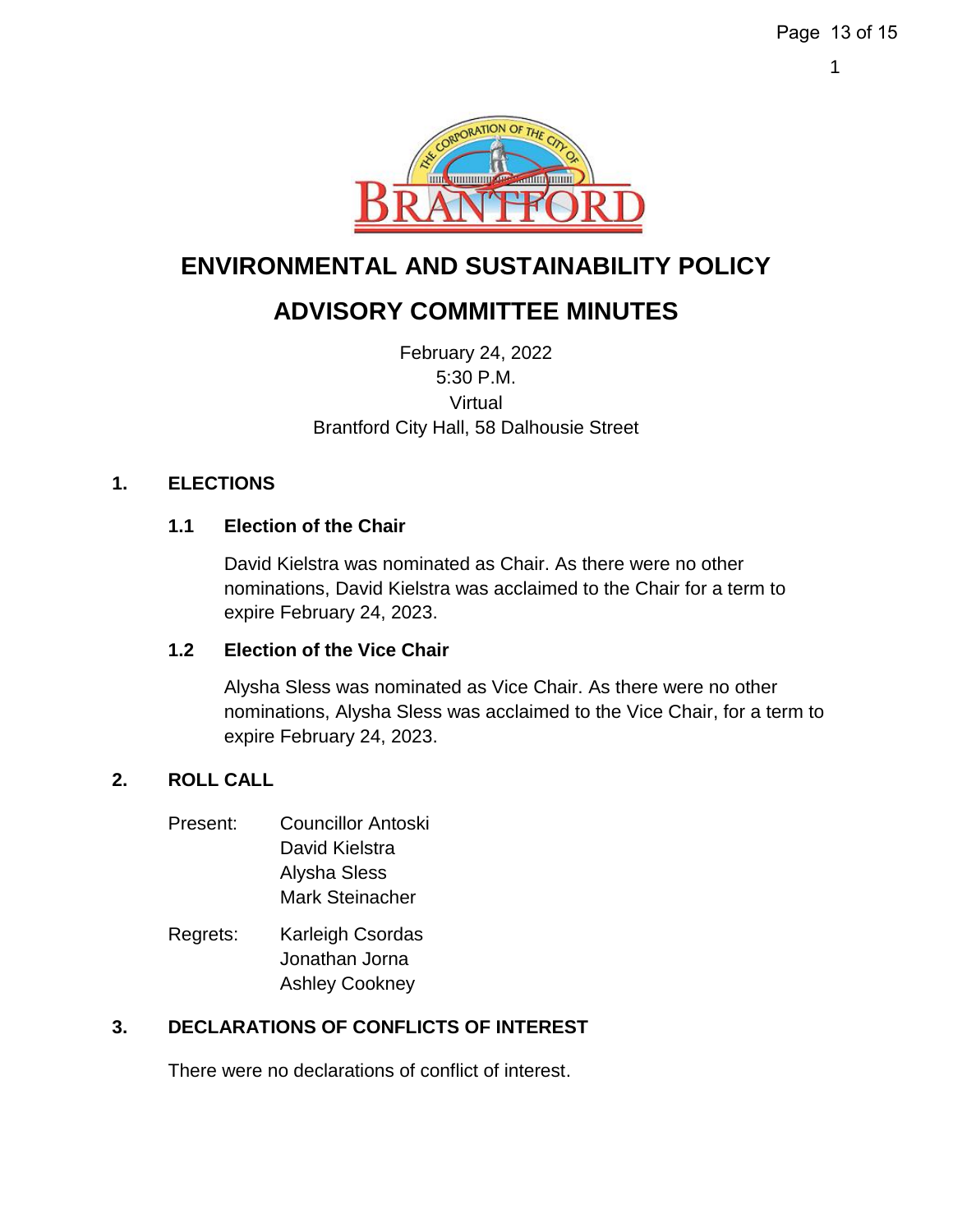# ENVIRONMENTAL AND SUSTAINABILITY POLICY ADVISORY COMMITTEE MINUTES

February 24, 2022
5:30 P.M.
Virtual
Brantford City Hall, 58 Dalhousie Street

## 1. ELECTIONS

### 1.1 Election of the Chair

David Kielstra was nominated as Chair. As there were no other nominations, David Kielstra was acclaimed to the Chair for a term to expire February 24, 2023.

### 1.2 Election of the Vice Chair

Alysha Sless was nominated as Vice Chair. As there were no other nominations, Alysha Sless was acclaimed to the Vice Chair, for a term to expire February 24, 2023.

## 2. ROLL CALL

Present: Councillor Antoski
David Kielstra
Alysha Sless
Mark Steinacher

Regrets: Karleigh Csordas
Jonathan Jorna
Ashley Cookney

## 3. DECLARATIONS OF CONFLICTS OF INTEREST

There were no declarations of conflict of interest.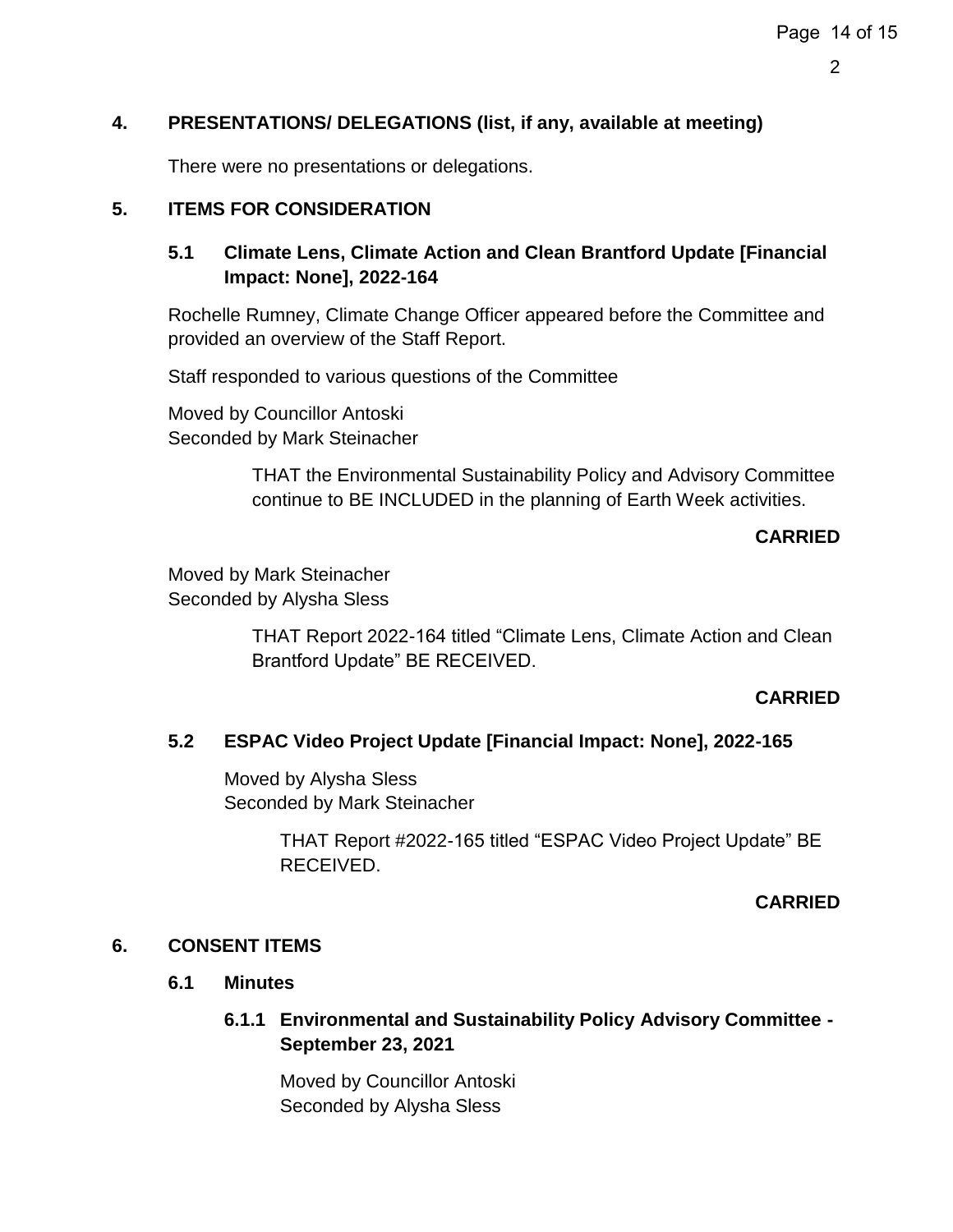## 4. PRESENTATIONS/ DELEGATIONS (list, if any, available at meeting)

There were no presentations or delegations.

## 5. ITEMS FOR CONSIDERATION

### 5.1 Climate Lens, Climate Action and Clean Brantford Update [Financial Impact: None], 2022-164

Rochelle Rumney, Climate Change Officer appeared before the Committee and provided an overview of the Staff Report.

Staff responded to various questions of the Committee

Moved by Councillor Antoski
Seconded by Mark Steinacher

> THAT the Environmental Sustainability Policy and Advisory Committee continue to BE INCLUDED in the planning of Earth Week activities.

**CARRIED**

Moved by Mark Steinacher
Seconded by Alysha Sless

> THAT Report 2022-164 titled "Climate Lens, Climate Action and Clean Brantford Update" BE RECEIVED.

**CARRIED**

### 5.2 ESPAC Video Project Update [Financial Impact: None], 2022-165

Moved by Alysha Sless
Seconded by Mark Steinacher

> THAT Report #2022-165 titled "ESPAC Video Project Update" BE RECEIVED.

**CARRIED**

## 6. CONSENT ITEMS

### 6.1 Minutes

#### 6.1.1 Environmental and Sustainability Policy Advisory Committee - September 23, 2021

Moved by Councillor Antoski
Seconded by Alysha Sless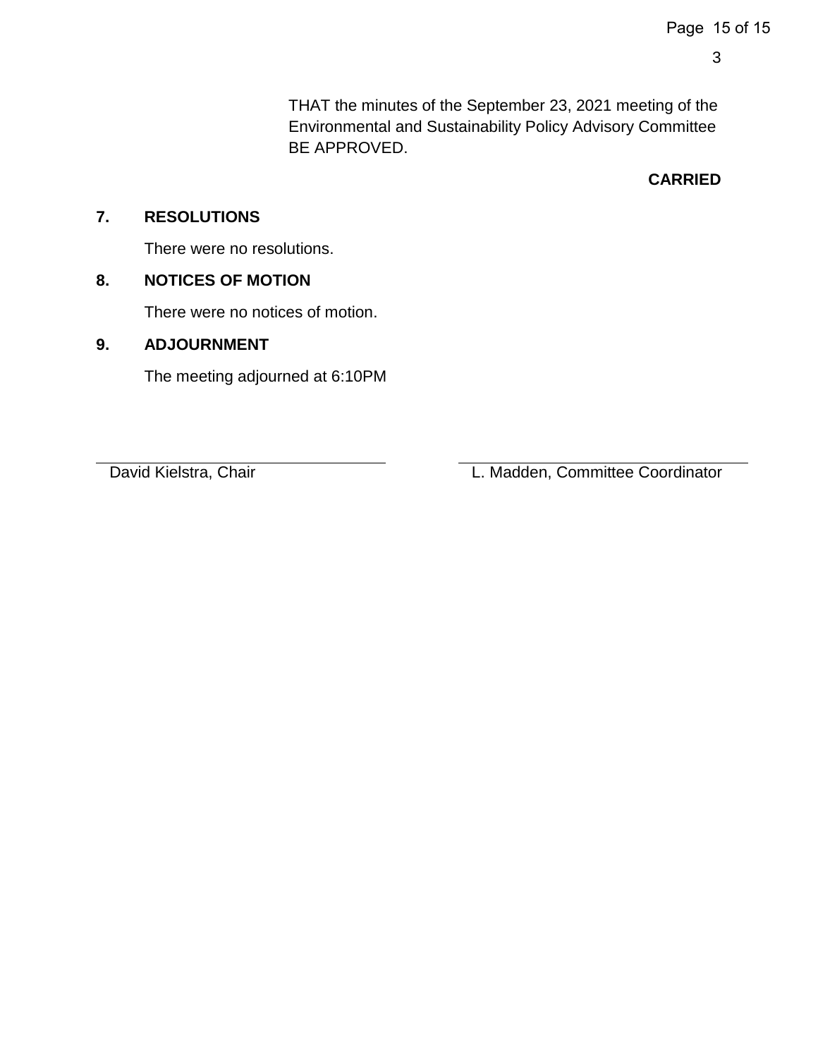THAT the minutes of the September 23, 2021 meeting of the Environmental and Sustainability Policy Advisory Committee BE APPROVED.

**CARRIED**

## 7. RESOLUTIONS

There were no resolutions.

## 8. NOTICES OF MOTION

There were no notices of motion.

## 9. ADJOURNMENT

The meeting adjourned at 6:10PM

David Kielstra, Chair

L. Madden, Committee Coordinator